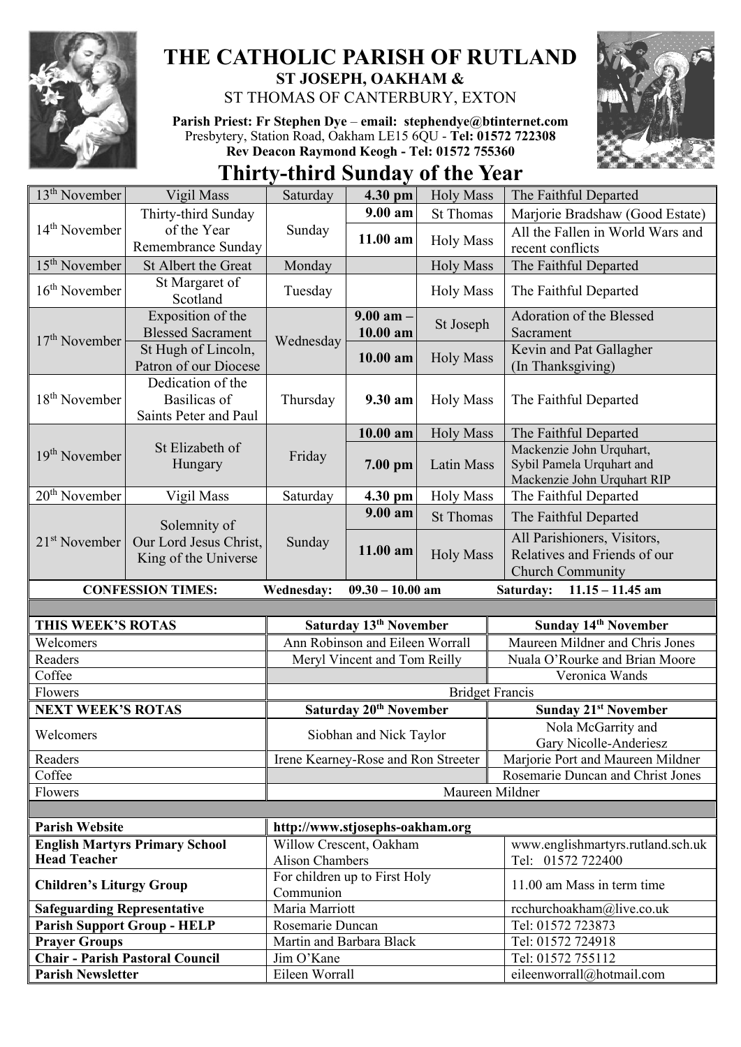# THE CATHOLIC PARISH OF RUTLAND

## ST JOSEPH, OAKHAM &
## ST THOMAS OF CANTERBURY, EXTON

**Parish Priest: Fr Stephen Dye** – **email: stephendye@btinternet.com**
Presbytery, Station Road, Oakham LE15 6QU - **Tel: 01572 722308**
**Rev Deacon Raymond Keogh - Tel: 01572 755360**

# Thirty-third Sunday of the Year

| | | | | | |
|---|---|---|---|---|---|
| 13th November | Vigil Mass | Saturday | **4.30 pm** | Holy Mass | The Faithful Departed |
| 14th November | Thirty-third Sunday of the Year Remembrance Sunday | Sunday | **9.00 am** | St Thomas | Marjorie Bradshaw (Good Estate) |
| | | | **11.00 am** | Holy Mass | All the Fallen in World Wars and recent conflicts |
| 15th November | St Albert the Great | Monday | | Holy Mass | The Faithful Departed |
| 16th November | St Margaret of Scotland | Tuesday | | Holy Mass | The Faithful Departed |
| 17th November | Exposition of the Blessed Sacrament | Wednesday | **9.00 am – 10.00 am** | St Joseph | Adoration of the Blessed Sacrament |
| | St Hugh of Lincoln, Patron of our Diocese | | **10.00 am** | Holy Mass | Kevin and Pat Gallagher (In Thanksgiving) |
| 18th November | Dedication of the Basilicas of Saints Peter and Paul | Thursday | **9.30 am** | Holy Mass | The Faithful Departed |
| 19th November | St Elizabeth of Hungary | Friday | **10.00 am** | Holy Mass | The Faithful Departed |
| | | | **7.00 pm** | Latin Mass | Mackenzie John Urquhart, Sybil Pamela Urquhart and Mackenzie John Urquhart RIP |
| 20th November | Vigil Mass | Saturday | **4.30 pm** | Holy Mass | The Faithful Departed |
| 21st November | Solemnity of Our Lord Jesus Christ, King of the Universe | Sunday | **9.00 am** | St Thomas | The Faithful Departed |
| | | | **11.00 am** | Holy Mass | All Parishioners, Visitors, Relatives and Friends of our Church Community |

**CONFESSION TIMES:** **Wednesday: 09.30 – 10.00 am** **Saturday: 11.15 – 11.45 am**

| **THIS WEEK'S ROTAS** | **Saturday 13th November** | **Sunday 14th November** |
|---|---|---|
| Welcomers | Ann Robinson and Eileen Worrall | Maureen Mildner and Chris Jones |
| Readers | Meryl Vincent and Tom Reilly | Nuala O'Rourke and Brian Moore |
| Coffee | | Veronica Wands |
| Flowers | Bridget Francis | |
| **NEXT WEEK'S ROTAS** | **Saturday 20th November** | **Sunday 21st November** |
| Welcomers | Siobhan and Nick Taylor | Nola McGarrity and Gary Nicolle-Anderiesz |
| Readers | Irene Kearney-Rose and Ron Streeter | Marjorie Port and Maureen Mildner |
| Coffee | | Rosemarie Duncan and Christ Jones |
| Flowers | Maureen Mildner | |

| | | |
|---|---|---|
| **Parish Website** | **http://www.stjosephs-oakham.org** | |
| **English Martyrs Primary School Head Teacher** | Willow Crescent, Oakham Alison Chambers | www.englishmartyrs.rutland.sch.uk Tel: 01572 722400 |
| **Children's Liturgy Group** | For children up to First Holy Communion | 11.00 am Mass in term time |
| **Safeguarding Representative** | Maria Marriott | rcchurchoakham@live.co.uk |
| **Parish Support Group - HELP** | Rosemarie Duncan | Tel: 01572 723873 |
| **Prayer Groups** | Martin and Barbara Black | Tel: 01572 724918 |
| **Chair - Parish Pastoral Council** | Jim O'Kane | Tel: 01572 755112 |
| **Parish Newsletter** | Eileen Worrall | eileenworrall@hotmail.com |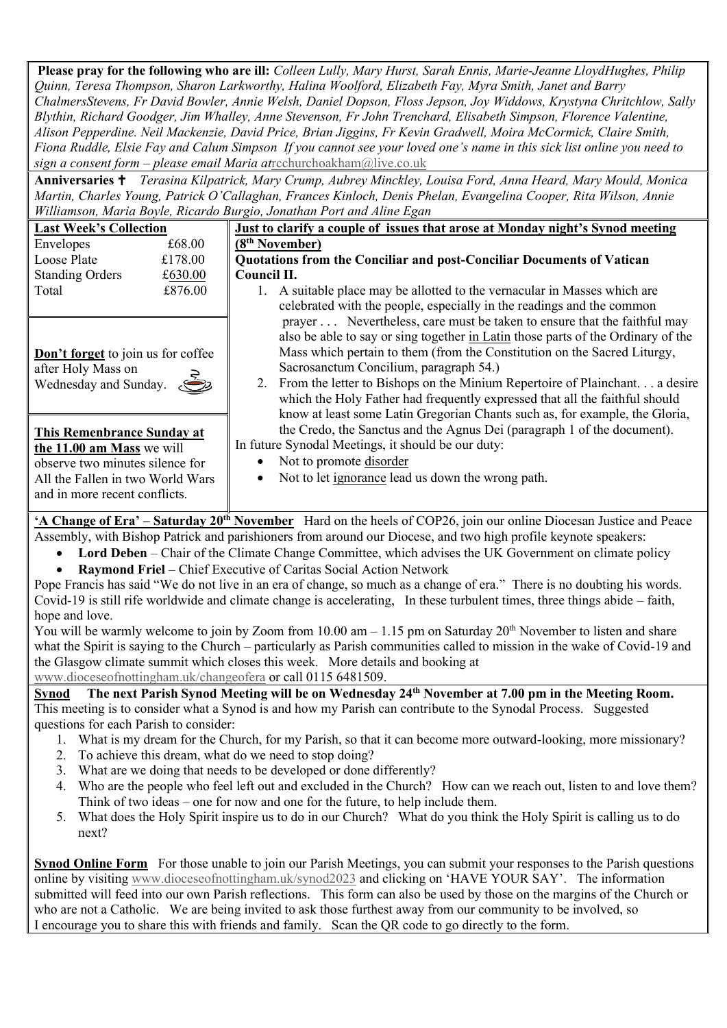**Please pray for the following who are ill:** *Colleen Lully, Mary Hurst, Sarah Ennis, Marie-Jeanne LloydHughes, Philip Quinn, Teresa Thompson, Sharon Larkworthy, Halina Woolford, Elizabeth Fay, Myra Smith, Janet and Barry ChalmersStevens, Fr David Bowler, Annie Welsh, Daniel Dopson, Floss Jepson, Joy Widdows, Krystyna Chritchlow, Sally Blythin, Richard Goodger, Jim Whalley, Anne Stevenson, Fr John Trenchard, Elisabeth Simpson, Florence Valentine, Alison Pepperdine. Neil Mackenzie, David Price, Brian Jiggins, Fr Kevin Gradwell, Moira McCormick, Claire Smith, Fiona Ruddle, Elsie Fay and Calum Simpson If you cannot see your loved one's name in this sick list online you need to sign a consent form – please email Maria at*rcchurchoakham@live.co.uk

**Anniversaries ✝** *Terasina Kilpatrick, Mary Crump, Aubrey Minckley, Louisa Ford, Anna Heard, Mary Mould, Monica Martin, Charles Young, Patrick O'Callaghan, Frances Kinloch, Denis Phelan, Evangelina Cooper, Rita Wilson, Annie Williamson, Maria Boyle, Ricardo Burgio, Jonathan Port and Aline Egan*

**Last Week's Collection**

| | |
|---|---|
| Envelopes | £68.00 |
| Loose Plate | £178.00 |
| Standing Orders | £630.00 |
| Total | £876.00 |

**Don't forget** to join us for coffee after Holy Mass on Wednesday and Sunday.

**This Remembrance Sunday at the 11.00 am Mass** we will observe two minutes silence for All the Fallen in two World Wars and in more recent conflicts.

**Just to clarify a couple of issues that arose at Monday night's Synod meeting (8th November)**

**Quotations from the Conciliar and post-Conciliar Documents of Vatican Council II.**

1. A suitable place may be allotted to the vernacular in Masses which are celebrated with the people, especially in the readings and the common prayer . . . Nevertheless, care must be taken to ensure that the faithful may also be able to say or sing together in Latin those parts of the Ordinary of the Mass which pertain to them (from the Constitution on the Sacred Liturgy, Sacrosanctum Concilium, paragraph 54.)
2. From the letter to Bishops on the Minium Repertoire of Plainchant. . . a desire which the Holy Father had frequently expressed that all the faithful should know at least some Latin Gregorian Chants such as, for example, the Gloria, the Credo, the Sanctus and the Agnus Dei (paragraph 1 of the document).

In future Synodal Meetings, it should be our duty:

- Not to promote disorder
- Not to let ignorance lead us down the wrong path.

**'A Change of Era' – Saturday 20th November** Hard on the heels of COP26, join our online Diocesan Justice and Peace Assembly, with Bishop Patrick and parishioners from around our Diocese, and two high profile keynote speakers:

- **Lord Deben** – Chair of the Climate Change Committee, which advises the UK Government on climate policy
- **Raymond Friel** – Chief Executive of Caritas Social Action Network

Pope Francis has said "We do not live in an era of change, so much as a change of era." There is no doubting his words. Covid-19 is still rife worldwide and climate change is accelerating, In these turbulent times, three things abide – faith, hope and love.

You will be warmly welcome to join by Zoom from 10.00 am – 1.15 pm on Saturday 20th November to listen and share what the Spirit is saying to the Church – particularly as Parish communities called to mission in the wake of Covid-19 and the Glasgow climate summit which closes this week. More details and booking at www.dioceseofnottingham.uk/changeofera or call 0115 6481509.

**Synod The next Parish Synod Meeting will be on Wednesday 24th November at 7.00 pm in the Meeting Room.** This meeting is to consider what a Synod is and how my Parish can contribute to the Synodal Process. Suggested questions for each Parish to consider:

1. What is my dream for the Church, for my Parish, so that it can become more outward-looking, more missionary?
2. To achieve this dream, what do we need to stop doing?
3. What are we doing that needs to be developed or done differently?
4. Who are the people who feel left out and excluded in the Church? How can we reach out, listen to and love them? Think of two ideas – one for now and one for the future, to help include them.
5. What does the Holy Spirit inspire us to do in our Church? What do you think the Holy Spirit is calling us to do next?

**Synod Online Form** For those unable to join our Parish Meetings, you can submit your responses to the Parish questions online by visiting www.dioceseofnottingham.uk/synod2023 and clicking on 'HAVE YOUR SAY'. The information submitted will feed into our own Parish reflections. This form can also be used by those on the margins of the Church or who are not a Catholic. We are being invited to ask those furthest away from our community to be involved, so I encourage you to share this with friends and family. Scan the QR code to go directly to the form.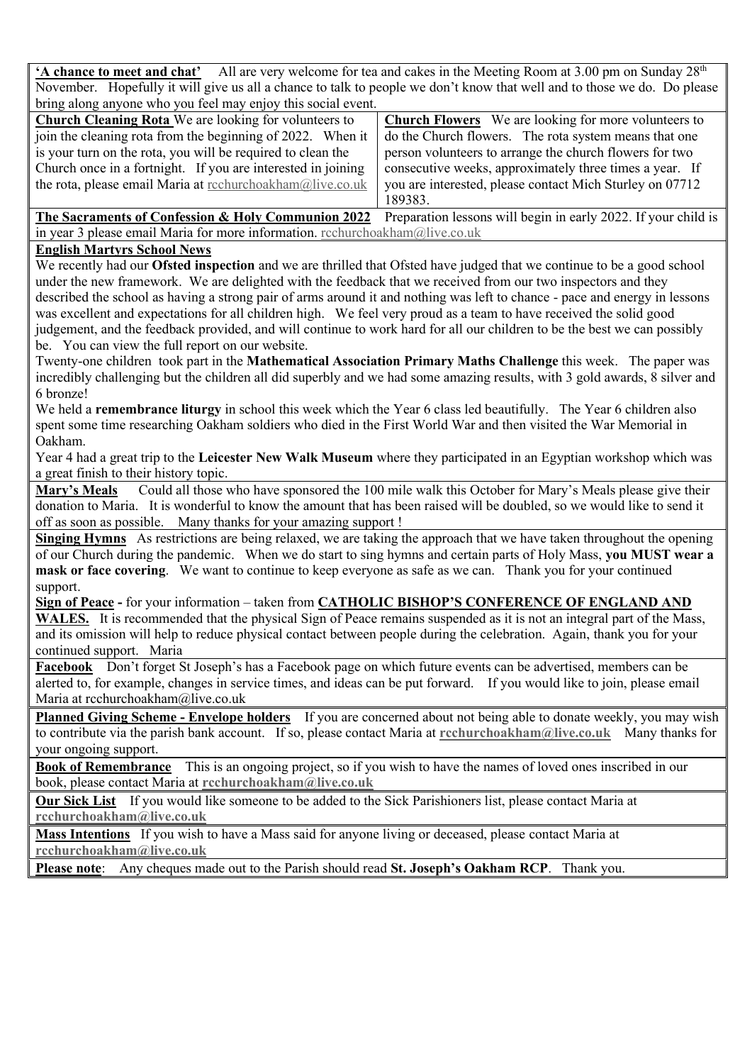**'A chance to meet and chat'** All are very welcome for tea and cakes in the Meeting Room at 3.00 pm on Sunday 28th November. Hopefully it will give us all a chance to talk to people we don't know that well and to those we do. Do please bring along anyone who you feel may enjoy this social event.

**Church Cleaning Rota** We are looking for volunteers to join the cleaning rota from the beginning of 2022. When it is your turn on the rota, you will be required to clean the Church once in a fortnight. If you are interested in joining the rota, please email Maria at rcchurchoakham@live.co.uk

**Church Flowers** We are looking for more volunteers to do the Church flowers. The rota system means that one person volunteers to arrange the church flowers for two consecutive weeks, approximately three times a year. If you are interested, please contact Mich Sturley on 07712 189383.

**The Sacraments of Confession & Holy Communion 2022** Preparation lessons will begin in early 2022. If your child is in year 3 please email Maria for more information. rcchurchoakham@live.co.uk

**English Martyrs School News**

We recently had our **Ofsted inspection** and we are thrilled that Ofsted have judged that we continue to be a good school under the new framework. We are delighted with the feedback that we received from our two inspectors and they described the school as having a strong pair of arms around it and nothing was left to chance - pace and energy in lessons was excellent and expectations for all children high. We feel very proud as a team to have received the solid good judgement, and the feedback provided, and will continue to work hard for all our children to be the best we can possibly be. You can view the full report on our website.

Twenty-one children took part in the **Mathematical Association Primary Maths Challenge** this week. The paper was incredibly challenging but the children all did superbly and we had some amazing results, with 3 gold awards, 8 silver and 6 bronze!

We held a **remembrance liturgy** in school this week which the Year 6 class led beautifully. The Year 6 children also spent some time researching Oakham soldiers who died in the First World War and then visited the War Memorial in Oakham.

Year 4 had a great trip to the **Leicester New Walk Museum** where they participated in an Egyptian workshop which was a great finish to their history topic.

**Mary's Meals** Could all those who have sponsored the 100 mile walk this October for Mary's Meals please give their donation to Maria. It is wonderful to know the amount that has been raised will be doubled, so we would like to send it off as soon as possible. Many thanks for your amazing support !

**Singing Hymns** As restrictions are being relaxed, we are taking the approach that we have taken throughout the opening of our Church during the pandemic. When we do start to sing hymns and certain parts of Holy Mass, **you MUST wear a mask or face covering**. We want to continue to keep everyone as safe as we can. Thank you for your continued support.

**Sign of Peace -** for your information – taken from **CATHOLIC BISHOP'S CONFERENCE OF ENGLAND AND WALES.** It is recommended that the physical Sign of Peace remains suspended as it is not an integral part of the Mass, and its omission will help to reduce physical contact between people during the celebration. Again, thank you for your continued support. Maria

**Facebook** Don't forget St Joseph's has a Facebook page on which future events can be advertised, members can be alerted to, for example, changes in service times, and ideas can be put forward. If you would like to join, please email Maria at rcchurchoakham@live.co.uk

**Planned Giving Scheme - Envelope holders** If you are concerned about not being able to donate weekly, you may wish to contribute via the parish bank account. If so, please contact Maria at **rcchurchoakham@live.co.uk** Many thanks for your ongoing support.

**Book of Remembrance** This is an ongoing project, so if you wish to have the names of loved ones inscribed in our book, please contact Maria at **rcchurchoakham@live.co.uk**

**Our Sick List** If you would like someone to be added to the Sick Parishioners list, please contact Maria at **rcchurchoakham@live.co.uk**

**Mass Intentions** If you wish to have a Mass said for anyone living or deceased, please contact Maria at **rcchurchoakham@live.co.uk**

**Please note**: Any cheques made out to the Parish should read **St. Joseph's Oakham RCP**. Thank you.